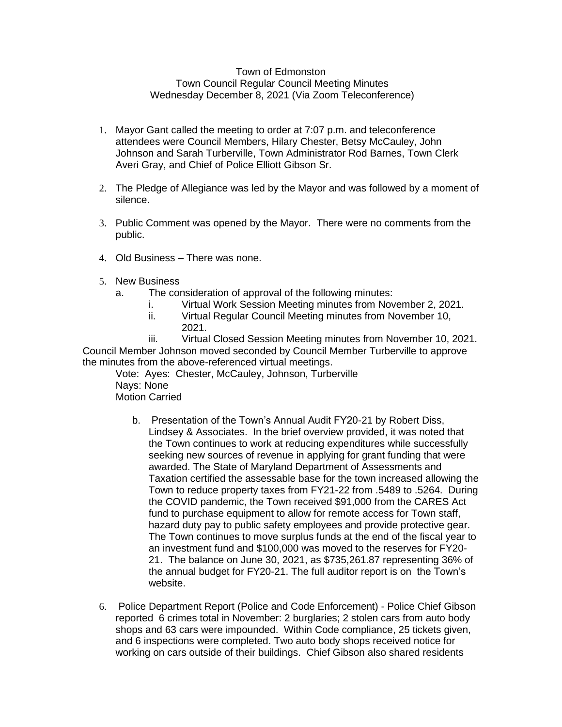Town of Edmonston
Town Council Regular Council Meeting Minutes
Wednesday December 8, 2021 (Via Zoom Teleconference)

1. Mayor Gant called the meeting to order at 7:07 p.m. and teleconference attendees were Council Members, Hilary Chester, Betsy McCauley, John Johnson and Sarah Turberville, Town Administrator Rod Barnes, Town Clerk Averi Gray, and Chief of Police Elliott Gibson Sr.

2. The Pledge of Allegiance was led by the Mayor and was followed by a moment of silence.

3. Public Comment was opened by the Mayor. There were no comments from the public.

4. Old Business – There was none.

5. New Business
   a. The consideration of approval of the following minutes:
      i. Virtual Work Session Meeting minutes from November 2, 2021.
      ii. Virtual Regular Council Meeting minutes from November 10, 2021.
      iii. Virtual Closed Session Meeting minutes from November 10, 2021.

Council Member Johnson moved seconded by Council Member Turberville to approve the minutes from the above-referenced virtual meetings.

Vote: Ayes: Chester, McCauley, Johnson, Turberville
Nays: None
Motion Carried

   b. Presentation of the Town's Annual Audit FY20-21 by Robert Diss, Lindsey & Associates. In the brief overview provided, it was noted that the Town continues to work at reducing expenditures while successfully seeking new sources of revenue in applying for grant funding that were awarded. The State of Maryland Department of Assessments and Taxation certified the assessable base for the town increased allowing the Town to reduce property taxes from FY21-22 from .5489 to .5264. During the COVID pandemic, the Town received $91,000 from the CARES Act fund to purchase equipment to allow for remote access for Town staff, hazard duty pay to public safety employees and provide protective gear. The Town continues to move surplus funds at the end of the fiscal year to an investment fund and $100,000 was moved to the reserves for FY20-21. The balance on June 30, 2021, as $735,261.87 representing 36% of the annual budget for FY20-21. The full auditor report is on the Town's website.

6. Police Department Report (Police and Code Enforcement) - Police Chief Gibson reported 6 crimes total in November: 2 burglaries; 2 stolen cars from auto body shops and 63 cars were impounded. Within Code compliance, 25 tickets given, and 6 inspections were completed. Two auto body shops received notice for working on cars outside of their buildings. Chief Gibson also shared residents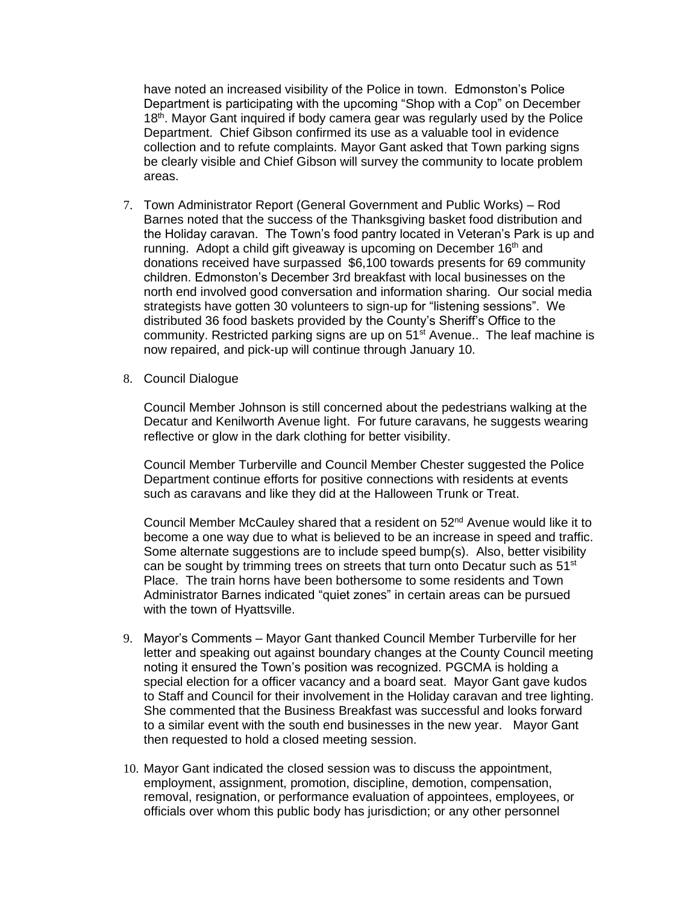have noted an increased visibility of the Police in town. Edmonston's Police Department is participating with the upcoming "Shop with a Cop" on December 18th. Mayor Gant inquired if body camera gear was regularly used by the Police Department. Chief Gibson confirmed its use as a valuable tool in evidence collection and to refute complaints. Mayor Gant asked that Town parking signs be clearly visible and Chief Gibson will survey the community to locate problem areas.

7. Town Administrator Report (General Government and Public Works) – Rod Barnes noted that the success of the Thanksgiving basket food distribution and the Holiday caravan. The Town's food pantry located in Veteran's Park is up and running. Adopt a child gift giveaway is upcoming on December 16th and donations received have surpassed $6,100 towards presents for 69 community children. Edmonston's December 3rd breakfast with local businesses on the north end involved good conversation and information sharing. Our social media strategists have gotten 30 volunteers to sign-up for "listening sessions". We distributed 36 food baskets provided by the County's Sheriff's Office to the community. Restricted parking signs are up on 51st Avenue.. The leaf machine is now repaired, and pick-up will continue through January 10.

8. Council Dialogue

   Council Member Johnson is still concerned about the pedestrians walking at the Decatur and Kenilworth Avenue light. For future caravans, he suggests wearing reflective or glow in the dark clothing for better visibility.

   Council Member Turberville and Council Member Chester suggested the Police Department continue efforts for positive connections with residents at events such as caravans and like they did at the Halloween Trunk or Treat.

   Council Member McCauley shared that a resident on 52nd Avenue would like it to become a one way due to what is believed to be an increase in speed and traffic. Some alternate suggestions are to include speed bump(s). Also, better visibility can be sought by trimming trees on streets that turn onto Decatur such as 51st Place. The train horns have been bothersome to some residents and Town Administrator Barnes indicated "quiet zones" in certain areas can be pursued with the town of Hyattsville.

9. Mayor's Comments – Mayor Gant thanked Council Member Turberville for her letter and speaking out against boundary changes at the County Council meeting noting it ensured the Town's position was recognized. PGCMA is holding a special election for a officer vacancy and a board seat. Mayor Gant gave kudos to Staff and Council for their involvement in the Holiday caravan and tree lighting. She commented that the Business Breakfast was successful and looks forward to a similar event with the south end businesses in the new year. Mayor Gant then requested to hold a closed meeting session.

10. Mayor Gant indicated the closed session was to discuss the appointment, employment, assignment, promotion, discipline, demotion, compensation, removal, resignation, or performance evaluation of appointees, employees, or officials over whom this public body has jurisdiction; or any other personnel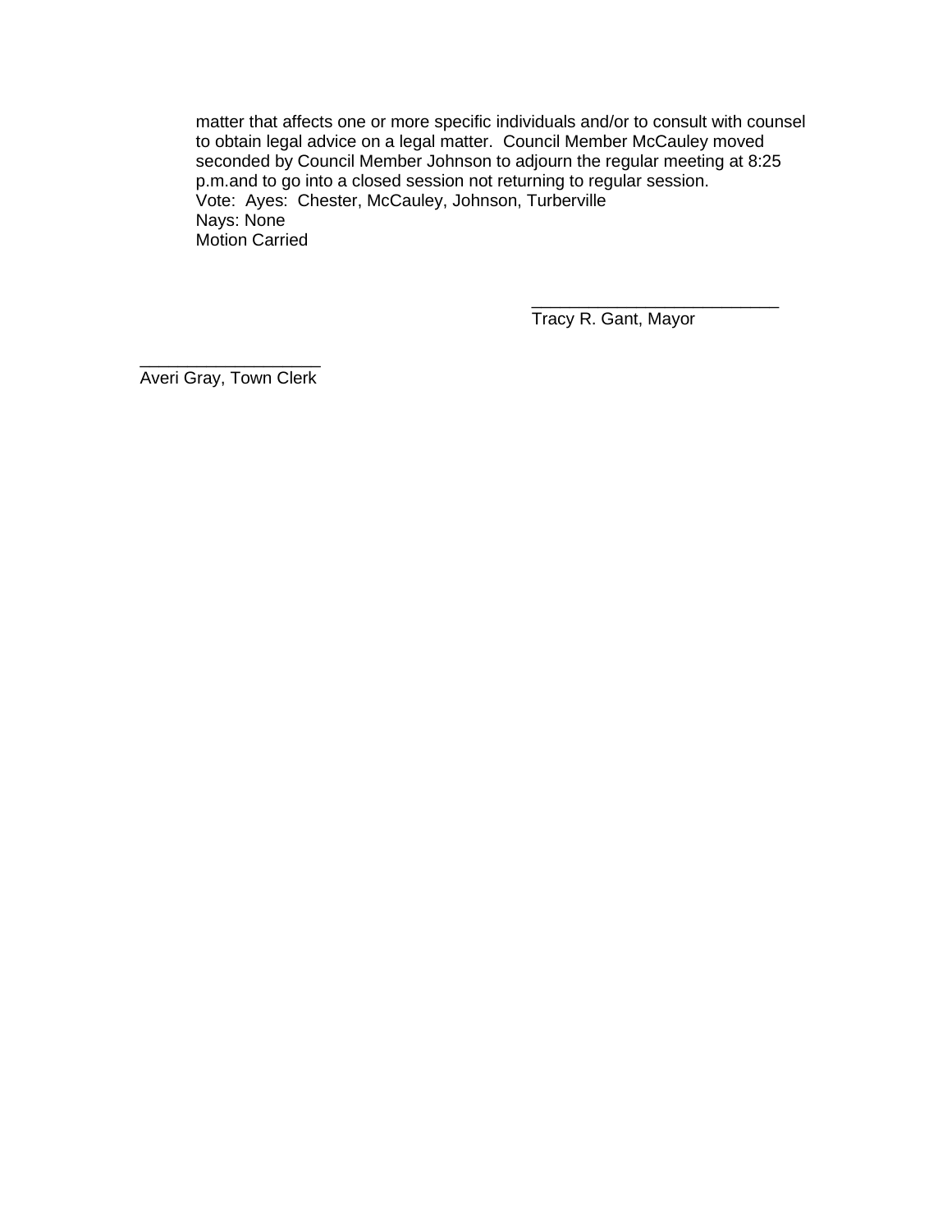matter that affects one or more specific individuals and/or to consult with counsel to obtain legal advice on a legal matter. Council Member McCauley moved seconded by Council Member Johnson to adjourn the regular meeting at 8:25 p.m.and to go into a closed session not returning to regular session.
Vote: Ayes: Chester, McCauley, Johnson, Turberville
Nays: None
Motion Carried

___________________________
Tracy R. Gant, Mayor

___________________
Averi Gray, Town Clerk